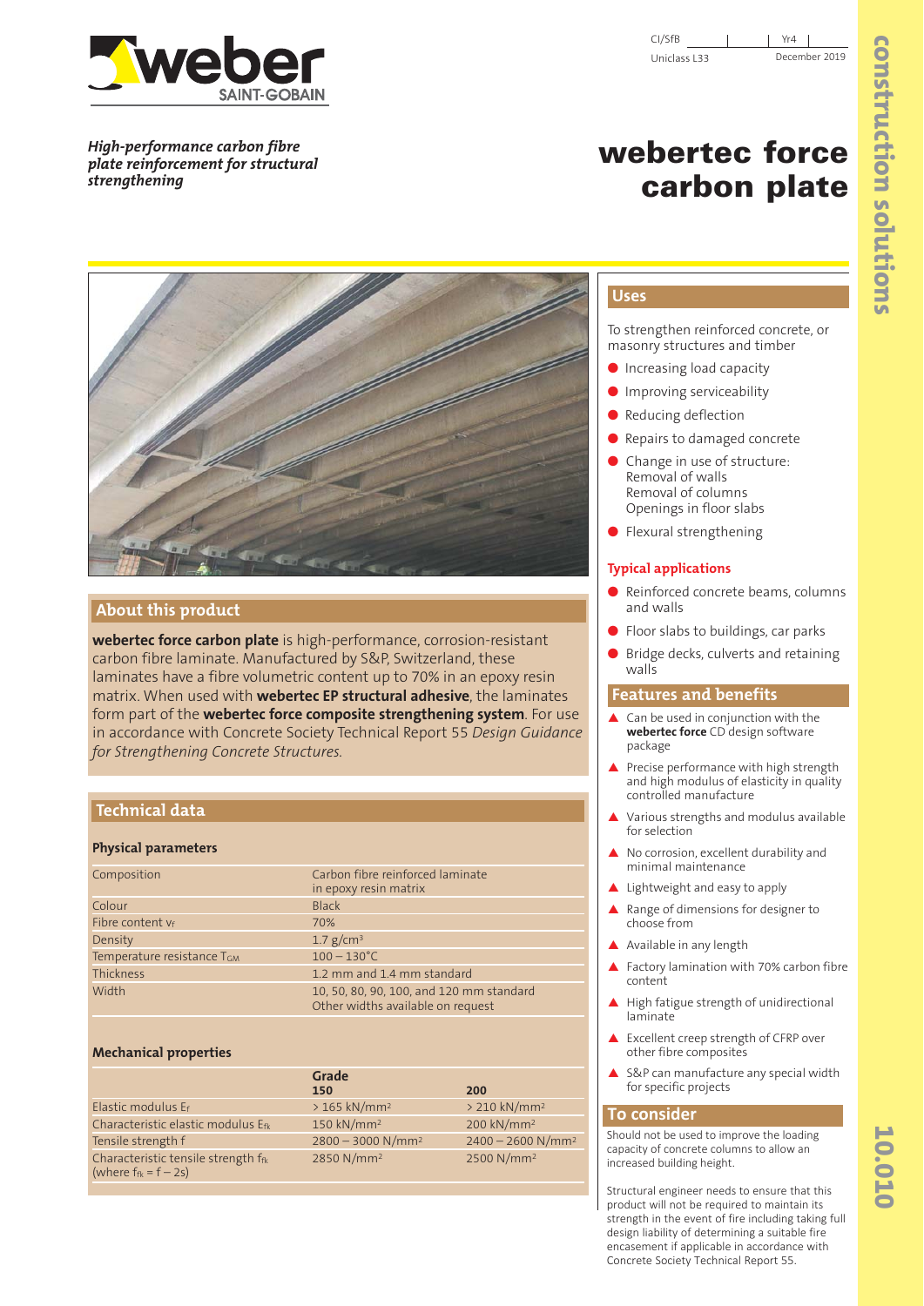CI/SfB | | Yr4 |
Uniclass L33 | December 2019

*High-performance carbon fibre plate reinforcement for structural strengthening*

# webertec force carbon plate

## About this product

**webertec force carbon plate** is high-performance, corrosion-resistant carbon fibre laminate. Manufactured by S&P, Switzerland, these laminates have a fibre volumetric content up to 70% in an epoxy resin matrix. When used with **webertec EP structural adhesive**, the laminates form part of the **webertec force composite strengthening system**. For use in accordance with Concrete Society Technical Report 55 *Design Guidance for Strengthening Concrete Structures.*

## Technical data

### Physical parameters

| | |
|---|---|
| Composition | Carbon fibre reinforced laminate in epoxy resin matrix |
| Colour | Black |
| Fibre content $v_f$ | 70% |
| Density | 1.7 g/cm³ |
| Temperature resistance $T_{GM}$ | 100 – 130°C |
| Thickness | 1.2 mm and 1.4 mm standard |
| Width | 10, 50, 80, 90, 100, and 120 mm standard<br>Other widths available on request |

### Mechanical properties

| | Grade<br>150 | 200 |
|---|---|---|
| Elastic modulus $E_f$ | > 165 kN/mm² | > 210 kN/mm² |
| Characteristic elastic modulus $E_{fk}$ | 150 kN/mm² | 200 kN/mm² |
| Tensile strength f | 2800 – 3000 N/mm² | 2400 – 2600 N/mm² |
| Characteristic tensile strength $f_{fk}$ (where $f_{fk} = f - 2s$) | 2850 N/mm² | 2500 N/mm² |

## Uses

To strengthen reinforced concrete, or masonry structures and timber

- Increasing load capacity
- Improving serviceability
- Reducing deflection
- Repairs to damaged concrete
- Change in use of structure:
  Removal of walls
  Removal of columns
  Openings in floor slabs
- Flexural strengthening

### Typical applications

- Reinforced concrete beams, columns and walls
- Floor slabs to buildings, car parks
- Bridge decks, culverts and retaining walls

## Features and benefits

- Can be used in conjunction with the **webertec force** CD design software package
- Precise performance with high strength and high modulus of elasticity in quality controlled manufacture
- Various strengths and modulus available for selection
- No corrosion, excellent durability and minimal maintenance
- Lightweight and easy to apply
- Range of dimensions for designer to choose from
- Available in any length
- Factory lamination with 70% carbon fibre content
- High fatigue strength of unidirectional laminate
- Excellent creep strength of CFRP over other fibre composites
- S&P can manufacture any special width for specific projects

## To consider

Should not be used to improve the loading capacity of concrete columns to allow an increased building height.

Structural engineer needs to ensure that this product will not be required to maintain its strength in the event of fire including taking full design liability of determining a suitable fire encasement if applicable in accordance with Concrete Society Technical Report 55.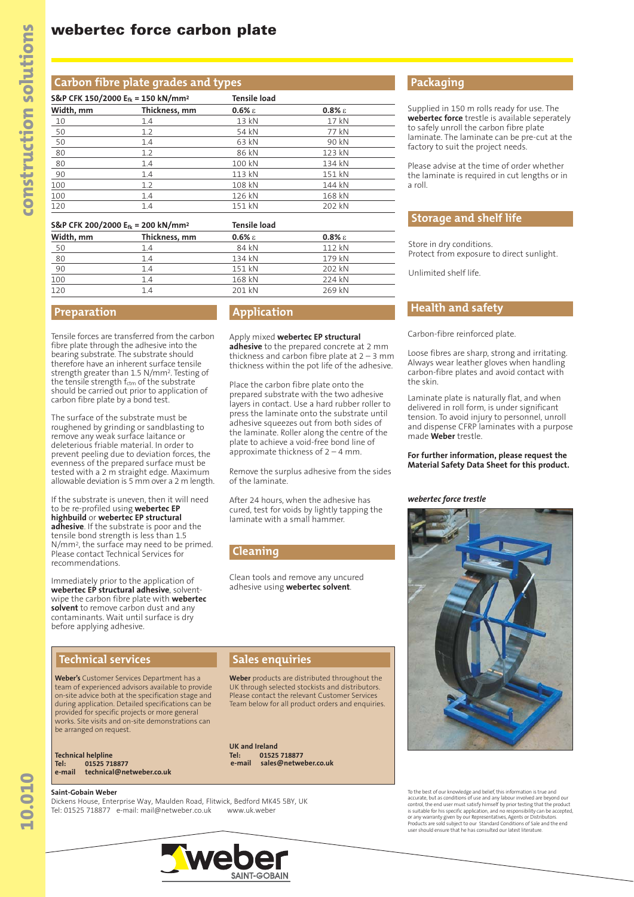# webertec force carbon plate

## Carbon fibre plate grades and types

| S&P CFK 150/2000 $E_{fk}$ = 150 kN/mm² | | Tensile load | |
|---|---|---|---|
| **Width, mm** | **Thickness, mm** | **0.6% ε** | **0.8% ε** |
| 10 | 1.4 | 13 kN | 17 kN |
| 50 | 1.2 | 54 kN | 77 kN |
| 50 | 1.4 | 63 kN | 90 kN |
| 80 | 1.2 | 86 kN | 123 kN |
| 80 | 1.4 | 100 kN | 134 kN |
| 90 | 1.4 | 113 kN | 151 kN |
| 100 | 1.2 | 108 kN | 144 kN |
| 100 | 1.4 | 126 kN | 168 kN |
| 120 | 1.4 | 151 kN | 202 kN |

| S&P CFK 200/2000 $E_{fk}$ = 200 kN/mm² | | Tensile load | |
|---|---|---|---|
| **Width, mm** | **Thickness, mm** | **0.6% ε** | **0.8% ε** |
| 50 | 1.4 | 84 kN | 112 kN |
| 80 | 1.4 | 134 kN | 179 kN |
| 90 | 1.4 | 151 kN | 202 kN |
| 100 | 1.4 | 168 kN | 224 kN |
| 120 | 1.4 | 201 kN | 269 kN |

## Preparation

Tensile forces are transferred from the carbon fibre plate through the adhesive into the bearing substrate. The substrate should therefore have an inherent surface tensile strength greater than 1.5 N/mm². Testing of the tensile strength $f_{ctm}$ of the substrate should be carried out prior to application of carbon fibre plate by a bond test.

The surface of the substrate must be roughened by grinding or sandblasting to remove any weak surface laitance or deleterious friable material. In order to prevent peeling due to deviation forces, the evenness of the prepared surface must be tested with a 2 m straight edge. Maximum allowable deviation is 5 mm over a 2 m length.

If the substrate is uneven, then it will need to be re-profiled using **webertec EP highbuild** or **webertec EP structural adhesive**. If the substrate is poor and the tensile bond strength is less than 1.5 N/mm², the surface may need to be primed. Please contact Technical Services for recommendations.

Immediately prior to the application of **webertec EP structural adhesive**, solvent-wipe the carbon fibre plate with **webertec solvent** to remove carbon dust and any contaminants. Wait until surface is dry before applying adhesive.

## Application

Apply mixed **webertec EP structural adhesive** to the prepared concrete at 2 mm thickness and carbon fibre plate at 2 – 3 mm thickness within the pot life of the adhesive.

Place the carbon fibre plate onto the prepared substrate with the two adhesive layers in contact. Use a hard rubber roller to press the laminate onto the substrate until adhesive squeezes out from both sides of the laminate. Roller along the centre of the plate to achieve a void-free bond line of approximate thickness of 2 – 4 mm.

Remove the surplus adhesive from the sides of the laminate.

After 24 hours, when the adhesive has cured, test for voids by lightly tapping the laminate with a small hammer.

## Cleaning

Clean tools and remove any uncured adhesive using **webertec solvent**.

## Packaging

Supplied in 150 m rolls ready for use. The **webertec force** trestle is available seperately to safely unroll the carbon fibre plate laminate. The laminate can be pre-cut at the factory to suit the project needs.

Please advise at the time of order whether the laminate is required in cut lengths or in a roll.

## Storage and shelf life

Store in dry conditions.
Protect from exposure to direct sunlight.

Unlimited shelf life.

## Health and safety

Carbon-fibre reinforced plate.

Loose fibres are sharp, strong and irritating. Always wear leather gloves when handling carbon-fibre plates and avoid contact with the skin.

Laminate plate is naturally flat, and when delivered in roll form, is under significant tension. To avoid injury to personnel, unroll and dispense CFRP laminates with a purpose made **Weber** trestle.

**For further information, please request the Material Safety Data Sheet for this product.**

*webertec force trestle*

## Technical services

**Weber's** Customer Services Department has a team of experienced advisors available to provide on-site advice both at the specification stage and during application. Detailed specifications can be provided for specific projects or more general works. Site visits and on-site demonstrations can be arranged on request.

**Technical helpline**
**Tel: 01525 718877**
**e-mail technical@netweber.co.uk**

## Sales enquiries

**Weber** products are distributed throughout the UK through selected stockists and distributors. Please contact the relevant Customer Services Team below for all product orders and enquiries.

**UK and Ireland**
**Tel: 01525 718877**
**e-mail sales@netweber.co.uk**

**Saint-Gobain Weber**
Dickens House, Enterprise Way, Maulden Road, Flitwick, Bedford MK45 5BY, UK
Tel: 01525 718877 e-mail: mail@netweber.co.uk www.uk.weber

To the best of our knowledge and belief, this information is true and accurate, but as conditions of use and any labour involved are beyond our control, the end user must satisfy himself by prior testing that the product is suitable for his specific application, and no responsibility can be accepted, or any warranty given by our Representatives, Agents or Distributors. Products are sold subject to our Standard Conditions of Sale and the end user should ensure that he has consulted our latest literature.

weber SAINT-GOBAIN